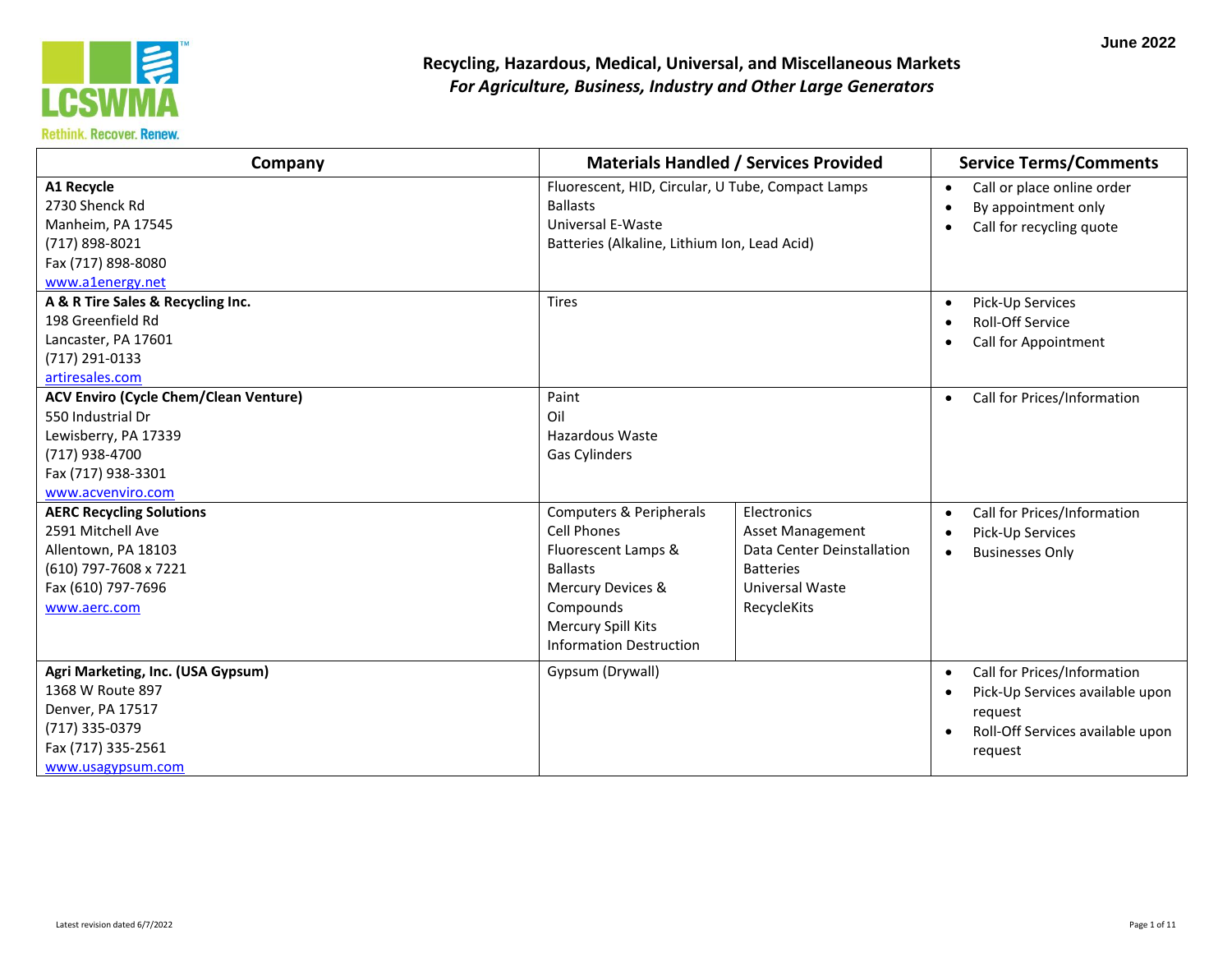June 2022

# Recycling, Hazardous, Medical, Universal, and Miscellaneous Markets

*For Agriculture, Business, Industry and Other Large Generators*

| Company | Materials Handled / Services Provided | Service Terms/Comments |
|---|---|---|
| **A1 Recycle**<br>2730 Shenck Rd<br>Manheim, PA 17545<br>(717) 898-8021<br>Fax (717) 898-8080<br>www.a1energy.net | Fluorescent, HID, Circular, U Tube, Compact Lamps<br>Ballasts<br>Universal E-Waste<br>Batteries (Alkaline, Lithium Ion, Lead Acid) | • Call or place online order<br>• By appointment only<br>• Call for recycling quote |
| **A & R Tire Sales & Recycling Inc.**<br>198 Greenfield Rd<br>Lancaster, PA 17601<br>(717) 291-0133<br>artiresales.com | Tires | • Pick-Up Services<br>• Roll-Off Service<br>• Call for Appointment |
| **ACV Enviro (Cycle Chem/Clean Venture)**<br>550 Industrial Dr<br>Lewisberry, PA 17339<br>(717) 938-4700<br>Fax (717) 938-3301<br>www.acvenviro.com | Paint<br>Oil<br>Hazardous Waste<br>Gas Cylinders | • Call for Prices/Information |
| **AERC Recycling Solutions**<br>2591 Mitchell Ave<br>Allentown, PA 18103<br>(610) 797-7608 x 7221<br>Fax (610) 797-7696<br>www.aerc.com | Computers & Peripherals<br>Cell Phones<br>Fluorescent Lamps & Ballasts<br>Mercury Devices & Compounds<br>Mercury Spill Kits<br>Information Destruction<br>Electronics<br>Asset Management<br>Data Center Deinstallation<br>Batteries<br>Universal Waste<br>RecycleKits | • Call for Prices/Information<br>• Pick-Up Services<br>• Businesses Only |
| **Agri Marketing, Inc. (USA Gypsum)**<br>1368 W Route 897<br>Denver, PA 17517<br>(717) 335-0379<br>Fax (717) 335-2561<br>www.usagypsum.com | Gypsum (Drywall) | • Call for Prices/Information<br>• Pick-Up Services available upon request<br>• Roll-Off Services available upon request |

Latest revision dated 6/7/2022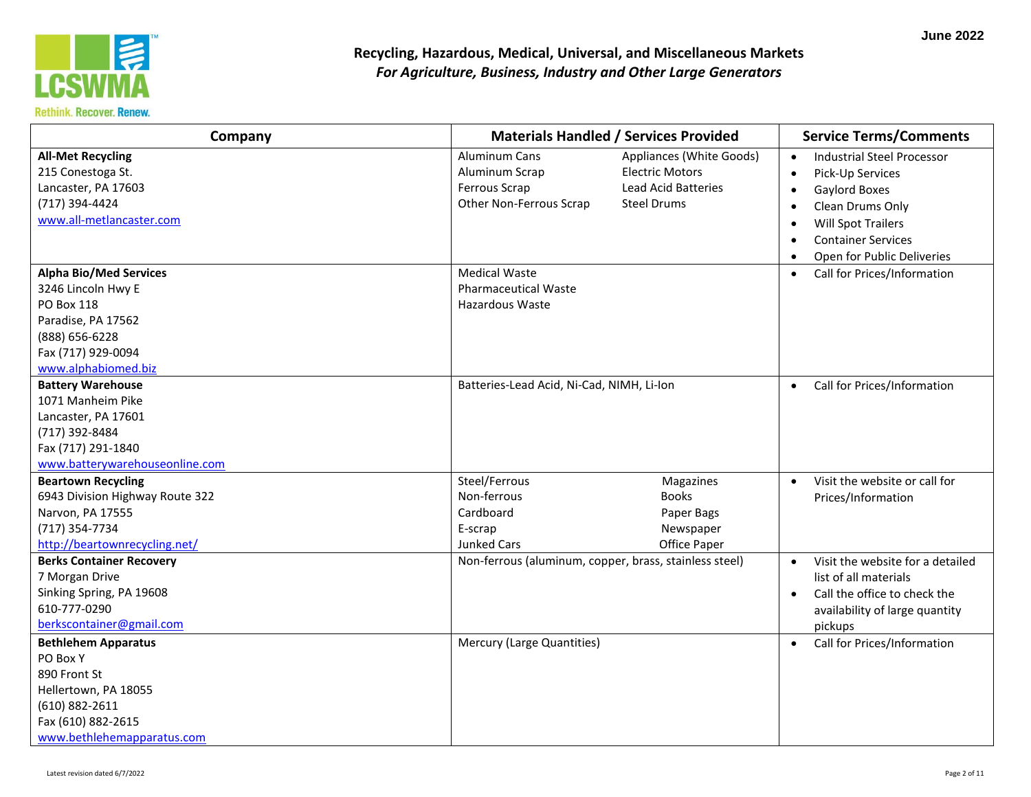**June 2022**

## Recycling, Hazardous, Medical, Universal, and Miscellaneous Markets
### *For Agriculture, Business, Industry and Other Large Generators*

| Company | Materials Handled / Services Provided | Service Terms/Comments |
|---|---|---|
| **All-Met Recycling**<br>215 Conestoga St.<br>Lancaster, PA 17603<br>(717) 394-4424<br>www.all-metlancaster.com | Aluminum Cans<br>Aluminum Scrap<br>Ferrous Scrap<br>Other Non-Ferrous Scrap<br>Appliances (White Goods)<br>Electric Motors<br>Lead Acid Batteries<br>Steel Drums | • Industrial Steel Processor<br>• Pick-Up Services<br>• Gaylord Boxes<br>• Clean Drums Only<br>• Will Spot Trailers<br>• Container Services<br>• Open for Public Deliveries |
| **Alpha Bio/Med Services**<br>3246 Lincoln Hwy E<br>PO Box 118<br>Paradise, PA 17562<br>(888) 656-6228<br>Fax (717) 929-0094<br>www.alphabiomed.biz | Medical Waste<br>Pharmaceutical Waste<br>Hazardous Waste | • Call for Prices/Information |
| **Battery Warehouse**<br>1071 Manheim Pike<br>Lancaster, PA 17601<br>(717) 392-8484<br>Fax (717) 291-1840<br>www.batterywarehouseonline.com | Batteries-Lead Acid, Ni-Cad, NIMH, Li-Ion | • Call for Prices/Information |
| **Beartown Recycling**<br>6943 Division Highway Route 322<br>Narvon, PA 17555<br>(717) 354-7734<br>http://beartownrecycling.net/ | Steel/Ferrous<br>Non-ferrous<br>Cardboard<br>E-scrap<br>Junked Cars<br>Magazines<br>Books<br>Paper Bags<br>Newspaper<br>Office Paper | • Visit the website or call for Prices/Information |
| **Berks Container Recovery**<br>7 Morgan Drive<br>Sinking Spring, PA 19608<br>610-777-0290<br>berkscontainer@gmail.com | Non-ferrous (aluminum, copper, brass, stainless steel) | • Visit the website for a detailed list of all materials<br>• Call the office to check the availability of large quantity pickups |
| **Bethlehem Apparatus**<br>PO Box Y<br>890 Front St<br>Hellertown, PA 18055<br>(610) 882-2611<br>Fax (610) 882-2615<br>www.bethlehemapparatus.com | Mercury (Large Quantities) | • Call for Prices/Information |

Latest revision dated 6/7/2022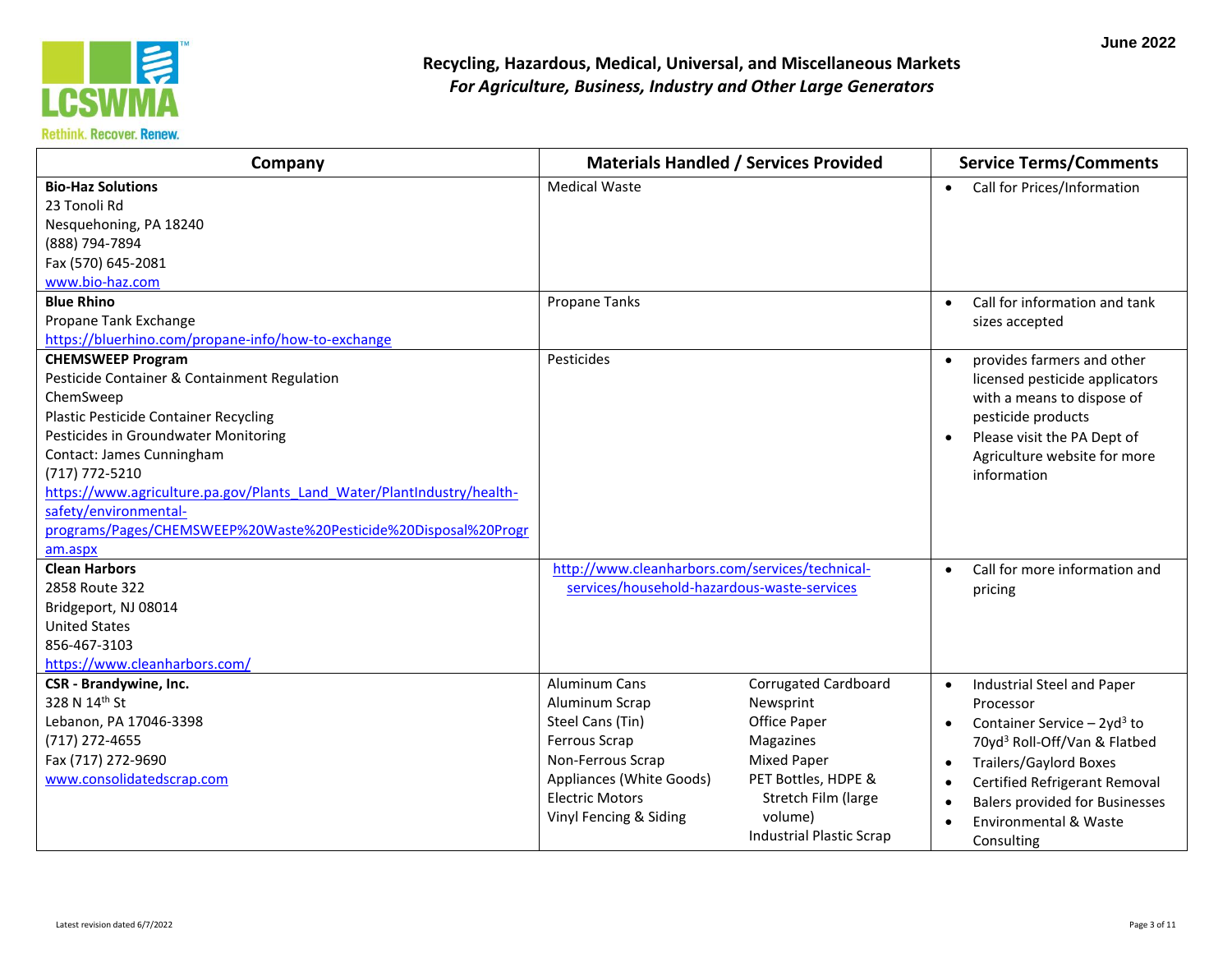# Recycling, Hazardous, Medical, Universal, and Miscellaneous Markets

*For Agriculture, Business, Industry and Other Large Generators*

June 2022

| Company | Materials Handled / Services Provided | Service Terms/Comments |
|---|---|---|
| **Bio-Haz Solutions**<br>23 Tonoli Rd<br>Nesquehoning, PA 18240<br>(888) 794-7894<br>Fax (570) 645-2081<br>www.bio-haz.com | Medical Waste | • Call for Prices/Information |
| **Blue Rhino**<br>Propane Tank Exchange<br>https://bluerhino.com/propane-info/how-to-exchange | Propane Tanks | • Call for information and tank sizes accepted |
| **CHEMSWEEP Program**<br>Pesticide Container & Containment Regulation<br>ChemSweep<br>Plastic Pesticide Container Recycling<br>Pesticides in Groundwater Monitoring<br>Contact: James Cunningham<br>(717) 772-5210<br>https://www.agriculture.pa.gov/Plants_Land_Water/PlantIndustry/health-safety/environmental-programs/Pages/CHEMSWEEP%20Waste%20Pesticide%20Disposal%20Program.aspx | Pesticides | • provides farmers and other licensed pesticide applicators with a means to dispose of pesticide products<br>• Please visit the PA Dept of Agriculture website for more information |
| **Clean Harbors**<br>2858 Route 322<br>Bridgeport, NJ 08014<br>United States<br>856-467-3103<br>https://www.cleanharbors.com/ | http://www.cleanharbors.com/services/technical-services/household-hazardous-waste-services | • Call for more information and pricing |
| **CSR - Brandywine, Inc.**<br>328 N 14th St<br>Lebanon, PA 17046-3398<br>(717) 272-4655<br>Fax (717) 272-9690<br>www.consolidatedscrap.com | Aluminum Cans<br>Aluminum Scrap<br>Steel Cans (Tin)<br>Ferrous Scrap<br>Non-Ferrous Scrap<br>Appliances (White Goods)<br>Electric Motors<br>Vinyl Fencing & Siding<br>Corrugated Cardboard<br>Newsprint<br>Office Paper<br>Magazines<br>Mixed Paper<br>PET Bottles, HDPE & Stretch Film (large volume)<br>Industrial Plastic Scrap | • Industrial Steel and Paper Processor<br>• Container Service – 2yd$^3$ to 70yd$^3$ Roll-Off/Van & Flatbed<br>• Trailers/Gaylord Boxes<br>• Certified Refrigerant Removal<br>• Balers provided for Businesses<br>• Environmental & Waste Consulting |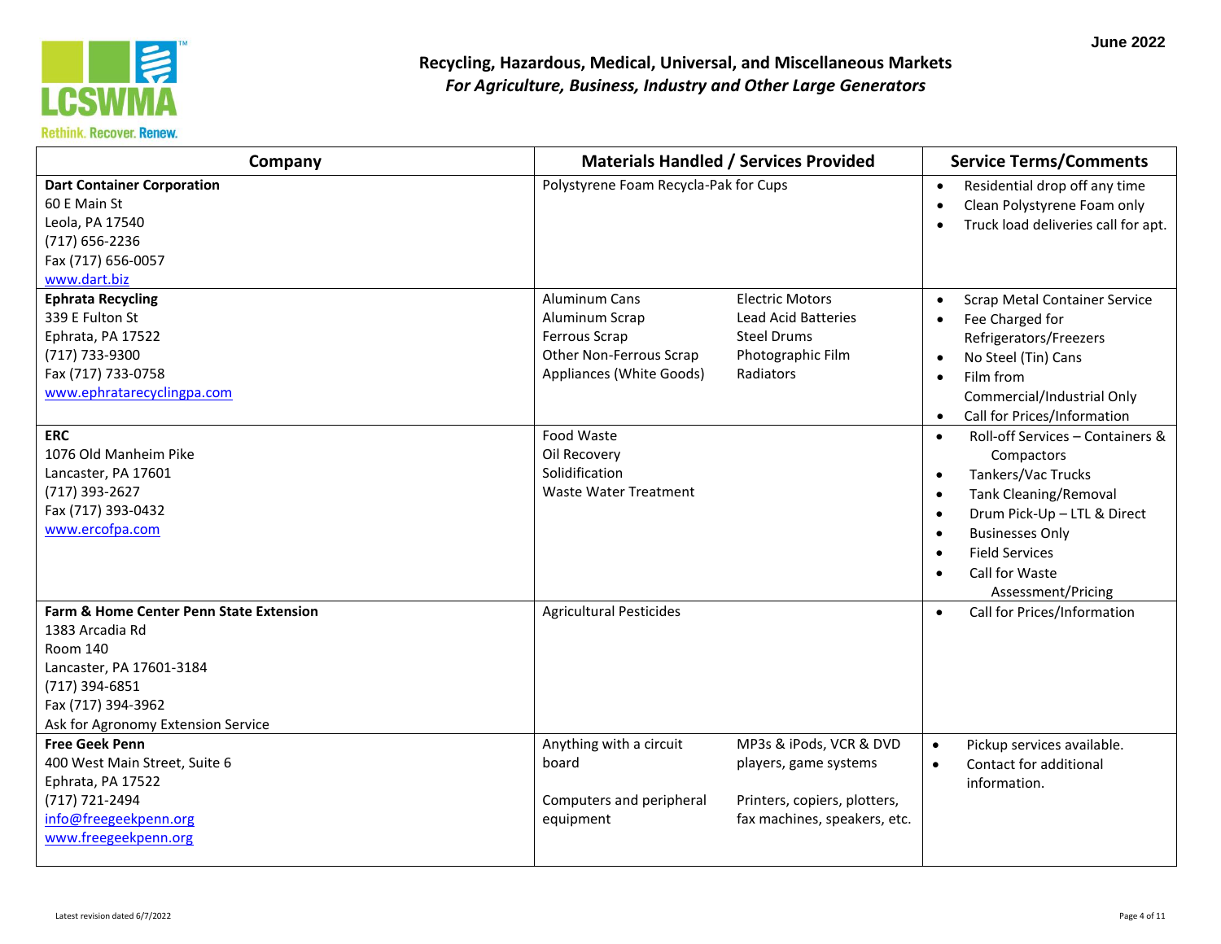June 2022

# Recycling, Hazardous, Medical, Universal, and Miscellaneous Markets

*For Agriculture, Business, Industry and Other Large Generators*

| Company | Materials Handled / Services Provided | Service Terms/Comments |
|---|---|---|
| **Dart Container Corporation**<br>60 E Main St<br>Leola, PA 17540<br>(717) 656-2236<br>Fax (717) 656-0057<br>www.dart.biz | Polystyrene Foam Recycla-Pak for Cups | • Residential drop off any time<br>• Clean Polystyrene Foam only<br>• Truck load deliveries call for apt. |
| **Ephrata Recycling**<br>339 E Fulton St<br>Ephrata, PA 17522<br>(717) 733-9300<br>Fax (717) 733-0758<br>www.ephratarecyclingpa.com | Aluminum Cans<br>Aluminum Scrap<br>Ferrous Scrap<br>Other Non-Ferrous Scrap<br>Appliances (White Goods)<br>Electric Motors<br>Lead Acid Batteries<br>Steel Drums<br>Photographic Film<br>Radiators | • Scrap Metal Container Service<br>• Fee Charged for Refrigerators/Freezers<br>• No Steel (Tin) Cans<br>• Film from Commercial/Industrial Only<br>• Call for Prices/Information |
| **ERC**<br>1076 Old Manheim Pike<br>Lancaster, PA 17601<br>(717) 393-2627<br>Fax (717) 393-0432<br>www.ercofpa.com | Food Waste<br>Oil Recovery<br>Solidification<br>Waste Water Treatment | • Roll-off Services – Containers & Compactors<br>• Tankers/Vac Trucks<br>• Tank Cleaning/Removal<br>• Drum Pick-Up – LTL & Direct<br>• Businesses Only<br>• Field Services<br>• Call for Waste Assessment/Pricing |
| **Farm & Home Center Penn State Extension**<br>1383 Arcadia Rd<br>Room 140<br>Lancaster, PA 17601-3184<br>(717) 394-6851<br>Fax (717) 394-3962<br>Ask for Agronomy Extension Service | Agricultural Pesticides | • Call for Prices/Information |
| **Free Geek Penn**<br>400 West Main Street, Suite 6<br>Ephrata, PA 17522<br>(717) 721-2494<br>info@freegeekpenn.org<br>www.freegeekpenn.org | Anything with a circuit board<br>Computers and peripheral equipment<br>MP3s & iPods, VCR & DVD players, game systems<br>Printers, copiers, plotters, fax machines, speakers, etc. | • Pickup services available.<br>• Contact for additional information. |

Latest revision dated 6/7/2022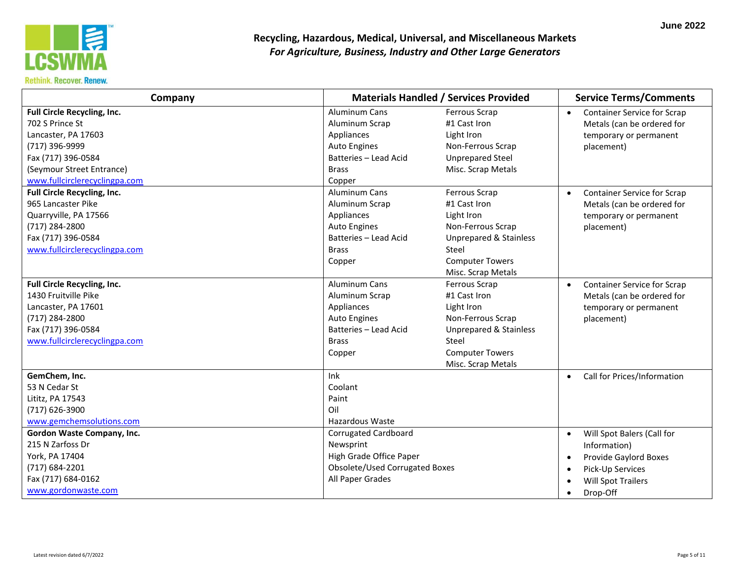June 2022

# Recycling, Hazardous, Medical, Universal, and Miscellaneous Markets

## *For Agriculture, Business, Industry and Other Large Generators*

| Company | Materials Handled / Services Provided | | Service Terms/Comments |
|---|---|---|---|
| **Full Circle Recycling, Inc.**<br>702 S Prince St<br>Lancaster, PA 17603<br>(717) 396-9999<br>Fax (717) 396-0584<br>(Seymour Street Entrance)<br>www.fullcirclerecyclingpa.com | Aluminum Cans<br>Aluminum Scrap<br>Appliances<br>Auto Engines<br>Batteries – Lead Acid<br>Brass<br>Copper | Ferrous Scrap<br>#1 Cast Iron<br>Light Iron<br>Non-Ferrous Scrap<br>Unprepared Steel<br>Misc. Scrap Metals | • Container Service for Scrap Metals (can be ordered for temporary or permanent placement) |
| **Full Circle Recycling, Inc.**<br>965 Lancaster Pike<br>Quarryville, PA 17566<br>(717) 284-2800<br>Fax (717) 396-0584<br>www.fullcirclerecyclingpa.com | Aluminum Cans<br>Aluminum Scrap<br>Appliances<br>Auto Engines<br>Batteries – Lead Acid<br>Brass<br>Copper | Ferrous Scrap<br>#1 Cast Iron<br>Light Iron<br>Non-Ferrous Scrap<br>Unprepared & Stainless Steel<br>Computer Towers<br>Misc. Scrap Metals | • Container Service for Scrap Metals (can be ordered for temporary or permanent placement) |
| **Full Circle Recycling, Inc.**<br>1430 Fruitville Pike<br>Lancaster, PA 17601<br>(717) 284-2800<br>Fax (717) 396-0584<br>www.fullcirclerecyclingpa.com | Aluminum Cans<br>Aluminum Scrap<br>Appliances<br>Auto Engines<br>Batteries – Lead Acid<br>Brass<br>Copper | Ferrous Scrap<br>#1 Cast Iron<br>Light Iron<br>Non-Ferrous Scrap<br>Unprepared & Stainless Steel<br>Computer Towers<br>Misc. Scrap Metals | • Container Service for Scrap Metals (can be ordered for temporary or permanent placement) |
| **GemChem, Inc.**<br>53 N Cedar St<br>Lititz, PA 17543<br>(717) 626-3900<br>www.gemchemsolutions.com | Ink<br>Coolant<br>Paint<br>Oil<br>Hazardous Waste | | • Call for Prices/Information |
| **Gordon Waste Company, Inc.**<br>215 N Zarfoss Dr<br>York, PA 17404<br>(717) 684-2201<br>Fax (717) 684-0162<br>www.gordonwaste.com | Corrugated Cardboard<br>Newsprint<br>High Grade Office Paper<br>Obsolete/Used Corrugated Boxes<br>All Paper Grades | | • Will Spot Balers (Call for Information)<br>• Provide Gaylord Boxes<br>• Pick-Up Services<br>• Will Spot Trailers<br>• Drop-Off |

Latest revision dated 6/7/2022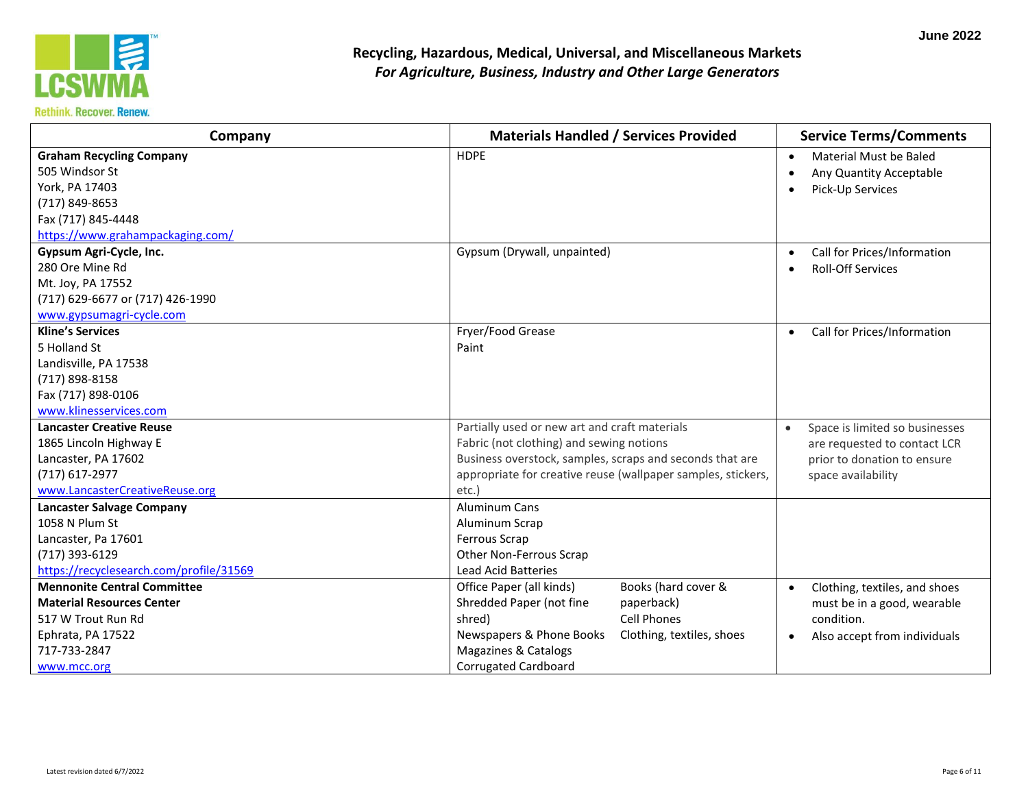June 2022

# Recycling, Hazardous, Medical, Universal, and Miscellaneous Markets
## *For Agriculture, Business, Industry and Other Large Generators*

| Company | Materials Handled / Services Provided | Service Terms/Comments |
|---|---|---|
| **Graham Recycling Company**<br>505 Windsor St<br>York, PA 17403<br>(717) 849-8653<br>Fax (717) 845-4448<br>https://www.grahampackaging.com/ | HDPE | • Material Must be Baled<br>• Any Quantity Acceptable<br>• Pick-Up Services |
| **Gypsum Agri-Cycle, Inc.**<br>280 Ore Mine Rd<br>Mt. Joy, PA 17552<br>(717) 629-6677 or (717) 426-1990<br>www.gypsumagri-cycle.com | Gypsum (Drywall, unpainted) | • Call for Prices/Information<br>• Roll-Off Services |
| **Kline's Services**<br>5 Holland St<br>Landisville, PA 17538<br>(717) 898-8158<br>Fax (717) 898-0106<br>www.klinesservices.com | Fryer/Food Grease<br>Paint | • Call for Prices/Information |
| **Lancaster Creative Reuse**<br>1865 Lincoln Highway E<br>Lancaster, PA 17602<br>(717) 617-2977<br>www.LancasterCreativeReuse.org | Partially used or new art and craft materials<br>Fabric (not clothing) and sewing notions<br>Business overstock, samples, scraps and seconds that are appropriate for creative reuse (wallpaper samples, stickers, etc.) | • Space is limited so businesses are requested to contact LCR prior to donation to ensure space availability |
| **Lancaster Salvage Company**<br>1058 N Plum St<br>Lancaster, Pa 17601<br>(717) 393-6129<br>https://recyclesearch.com/profile/31569 | Aluminum Cans<br>Aluminum Scrap<br>Ferrous Scrap<br>Other Non-Ferrous Scrap<br>Lead Acid Batteries | |
| **Mennonite Central Committee**<br>**Material Resources Center**<br>517 W Trout Run Rd<br>Ephrata, PA 17522<br>717-733-2847<br>www.mcc.org | Office Paper (all kinds)<br>Shredded Paper (not fine shred)<br>Newspapers & Phone Books<br>Magazines & Catalogs<br>Corrugated Cardboard<br>Books (hard cover & paperback)<br>Cell Phones<br>Clothing, textiles, shoes | • Clothing, textiles, and shoes must be in a good, wearable condition.<br>• Also accept from individuals |

Latest revision dated 6/7/2022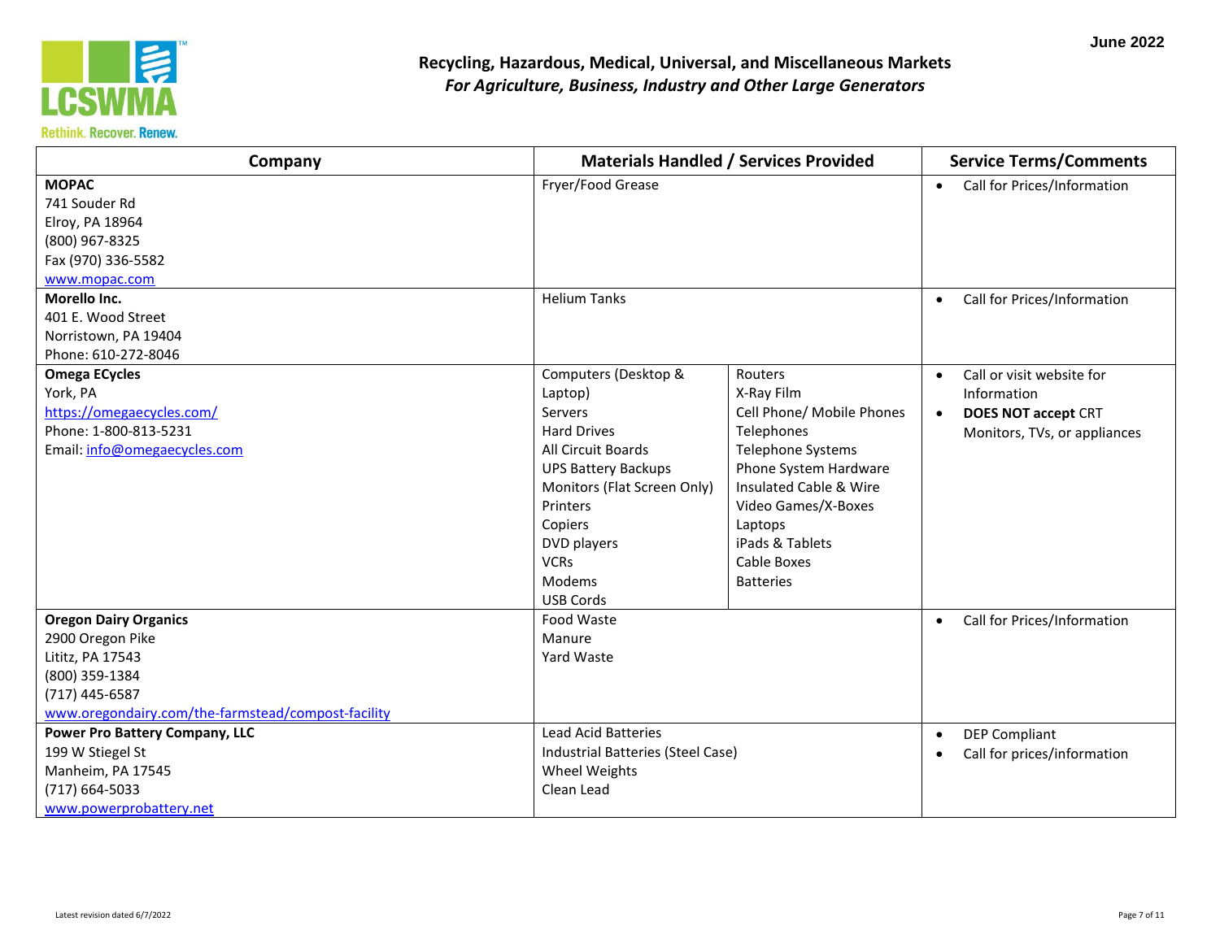June 2022

## Recycling, Hazardous, Medical, Universal, and Miscellaneous Markets
### *For Agriculture, Business, Industry and Other Large Generators*

| Company | Materials Handled / Services Provided | | Service Terms/Comments |
|---|---|---|---|
| **MOPAC**<br>741 Souder Rd<br>Elroy, PA 18964<br>(800) 967-8325<br>Fax (970) 336-5582<br>www.mopac.com | Fryer/Food Grease | | • Call for Prices/Information |
| **Morello Inc.**<br>401 E. Wood Street<br>Norristown, PA 19404<br>Phone: 610-272-8046 | Helium Tanks | | • Call for Prices/Information |
| **Omega ECycles**<br>York, PA<br>https://omegaecycles.com/<br>Phone: 1-800-813-5231<br>Email: info@omegaecycles.com | Computers (Desktop & Laptop)<br>Servers<br>Hard Drives<br>All Circuit Boards<br>UPS Battery Backups<br>Monitors (Flat Screen Only)<br>Printers<br>Copiers<br>DVD players<br>VCRs<br>Modems<br>USB Cords | Routers<br>X-Ray Film<br>Cell Phone/ Mobile Phones<br>Telephones<br>Telephone Systems<br>Phone System Hardware<br>Insulated Cable & Wire<br>Video Games/X-Boxes<br>Laptops<br>iPads & Tablets<br>Cable Boxes<br>Batteries | • Call or visit website for Information<br>• **DOES NOT accept** CRT Monitors, TVs, or appliances |
| **Oregon Dairy Organics**<br>2900 Oregon Pike<br>Lititz, PA 17543<br>(800) 359-1384<br>(717) 445-6587<br>www.oregondairy.com/the-farmstead/compost-facility | Food Waste<br>Manure<br>Yard Waste | | • Call for Prices/Information |
| **Power Pro Battery Company, LLC**<br>199 W Stiegel St<br>Manheim, PA 17545<br>(717) 664-5033<br>www.powerprobattery.net | Lead Acid Batteries<br>Industrial Batteries (Steel Case)<br>Wheel Weights<br>Clean Lead | | • DEP Compliant<br>• Call for prices/information |

Latest revision dated 6/7/2022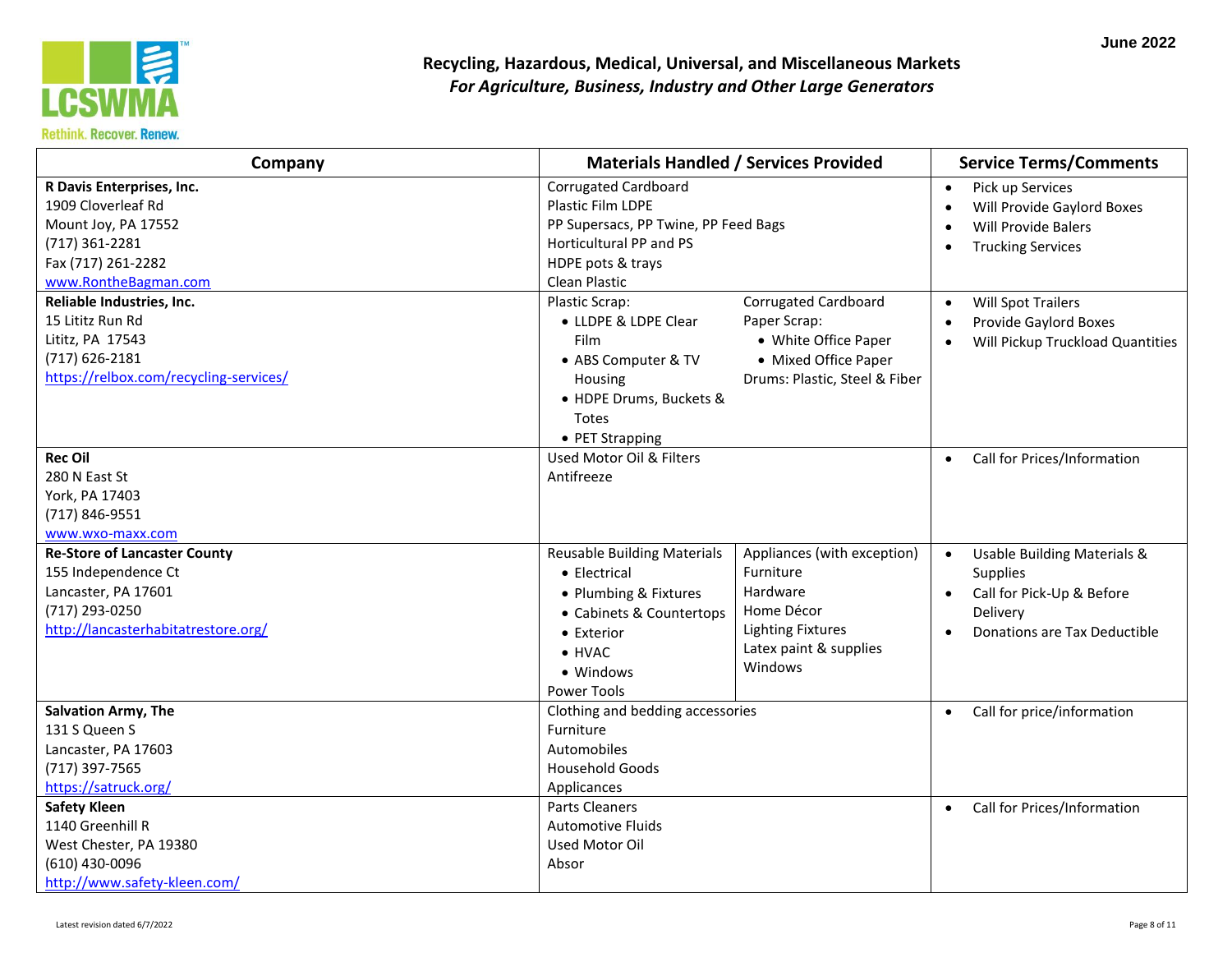June 2022

# Recycling, Hazardous, Medical, Universal, and Miscellaneous Markets

*For Agriculture, Business, Industry and Other Large Generators*

| Company | Materials Handled / Services Provided | Service Terms/Comments |
|---|---|---|
| **R Davis Enterprises, Inc.**<br>1909 Cloverleaf Rd<br>Mount Joy, PA 17552<br>(717) 361-2281<br>Fax (717) 261-2282<br>www.RontheBagman.com | Corrugated Cardboard<br>Plastic Film LDPE<br>PP Supersacs, PP Twine, PP Feed Bags<br>Horticultural PP and PS<br>HDPE pots & trays<br>Clean Plastic | • Pick up Services<br>• Will Provide Gaylord Boxes<br>• Will Provide Balers<br>• Trucking Services |
| **Reliable Industries, Inc.**<br>15 Lititz Run Rd<br>Lititz, PA 17543<br>(717) 626-2181<br>https://relbox.com/recycling-services/ | Plastic Scrap:<br>• LLDPE & LDPE Clear Film<br>• ABS Computer & TV Housing<br>• HDPE Drums, Buckets & Totes<br>• PET Strapping<br>Corrugated Cardboard<br>Paper Scrap:<br>• White Office Paper<br>• Mixed Office Paper<br>Drums: Plastic, Steel & Fiber | • Will Spot Trailers<br>• Provide Gaylord Boxes<br>• Will Pickup Truckload Quantities |
| **Rec Oil**<br>280 N East St<br>York, PA 17403<br>(717) 846-9551<br>www.wxo-maxx.com | Used Motor Oil & Filters<br>Antifreeze | • Call for Prices/Information |
| **Re-Store of Lancaster County**<br>155 Independence Ct<br>Lancaster, PA 17601<br>(717) 293-0250<br>http://lancasterhabitatrestore.org/ | Reusable Building Materials<br>• Electrical<br>• Plumbing & Fixtures<br>• Cabinets & Countertops<br>• Exterior<br>• HVAC<br>• Windows<br>Power Tools<br>Appliances (with exception)<br>Furniture<br>Hardware<br>Home Décor<br>Lighting Fixtures<br>Latex paint & supplies<br>Windows | • Usable Building Materials & Supplies<br>• Call for Pick-Up & Before Delivery<br>• Donations are Tax Deductible |
| **Salvation Army, The**<br>131 S Queen S<br>Lancaster, PA 17603<br>(717) 397-7565<br>https://satruck.org/ | Clothing and bedding accessories<br>Furniture<br>Automobiles<br>Household Goods<br>Applicances | • Call for price/information |
| **Safety Kleen**<br>1140 Greenhill R<br>West Chester, PA 19380<br>(610) 430-0096<br>http://www.safety-kleen.com/ | Parts Cleaners<br>Automotive Fluids<br>Used Motor Oil<br>Absor | • Call for Prices/Information |

Latest revision dated 6/7/2022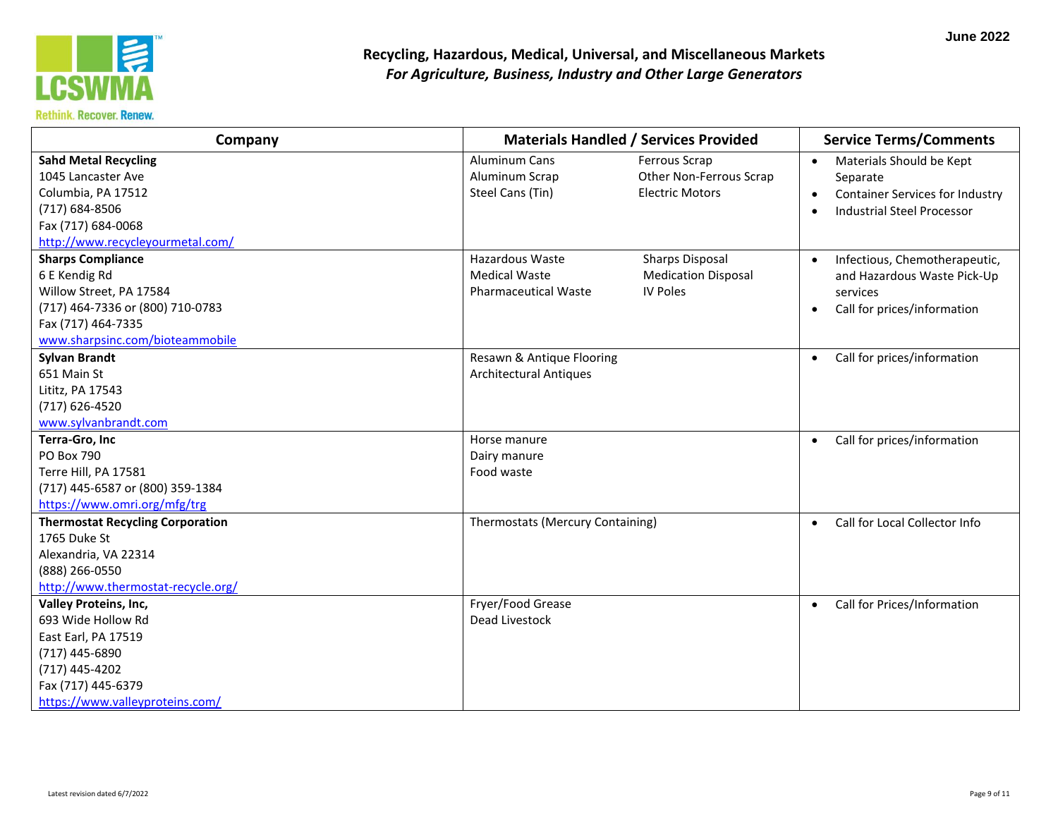## Recycling, Hazardous, Medical, Universal, and Miscellaneous Markets

### *For Agriculture, Business, Industry and Other Large Generators*

June 2022

| Company | Materials Handled / Services Provided | Service Terms/Comments |
|---|---|---|
| **Sahd Metal Recycling**<br>1045 Lancaster Ave<br>Columbia, PA 17512<br>(717) 684-8506<br>Fax (717) 684-0068<br>http://www.recycleyourmetal.com/ | Aluminum Cans<br>Aluminum Scrap<br>Steel Cans (Tin)<br>Ferrous Scrap<br>Other Non-Ferrous Scrap<br>Electric Motors | • Materials Should be Kept Separate<br>• Container Services for Industry<br>• Industrial Steel Processor |
| **Sharps Compliance**<br>6 E Kendig Rd<br>Willow Street, PA 17584<br>(717) 464-7336 or (800) 710-0783<br>Fax (717) 464-7335<br>www.sharpsinc.com/bioteammobile | Hazardous Waste<br>Medical Waste<br>Pharmaceutical Waste<br>Sharps Disposal<br>Medication Disposal<br>IV Poles | • Infectious, Chemotherapeutic, and Hazardous Waste Pick-Up services<br>• Call for prices/information |
| **Sylvan Brandt**<br>651 Main St<br>Lititz, PA 17543<br>(717) 626-4520<br>www.sylvanbrandt.com | Resawn & Antique Flooring<br>Architectural Antiques | • Call for prices/information |
| **Terra-Gro, Inc**<br>PO Box 790<br>Terre Hill, PA 17581<br>(717) 445-6587 or (800) 359-1384<br>https://www.omri.org/mfg/trg | Horse manure<br>Dairy manure<br>Food waste | • Call for prices/information |
| **Thermostat Recycling Corporation**<br>1765 Duke St<br>Alexandria, VA 22314<br>(888) 266-0550<br>http://www.thermostat-recycle.org/ | Thermostats (Mercury Containing) | • Call for Local Collector Info |
| **Valley Proteins, Inc,**<br>693 Wide Hollow Rd<br>East Earl, PA 17519<br>(717) 445-6890<br>(717) 445-4202<br>Fax (717) 445-6379<br>https://www.valleyproteins.com/ | Fryer/Food Grease<br>Dead Livestock | • Call for Prices/Information |

Latest revision dated 6/7/2022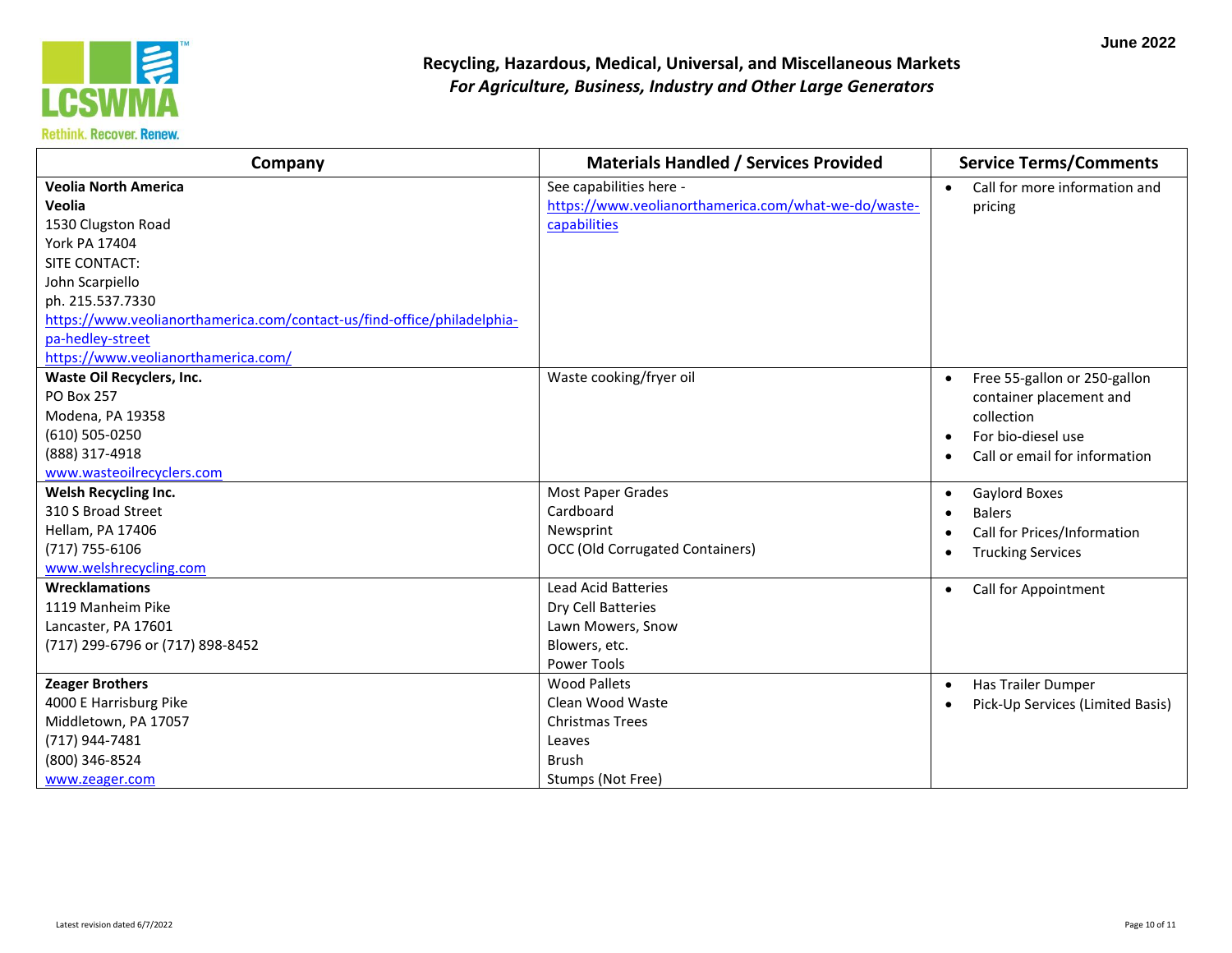# Recycling, Hazardous, Medical, Universal, and Miscellaneous Markets

*For Agriculture, Business, Industry and Other Large Generators*

June 2022

| Company | Materials Handled / Services Provided | Service Terms/Comments |
|---|---|---|
| **Veolia North America**<br>**Veolia**<br>1530 Clugston Road<br>York PA 17404<br>SITE CONTACT:<br>John Scarpiello<br>ph. 215.537.7330<br>https://www.veolianorthamerica.com/contact-us/find-office/philadelphia-pa-hedley-street<br>https://www.veolianorthamerica.com/ | See capabilities here - https://www.veolianorthamerica.com/what-we-do/waste-capabilities | • Call for more information and pricing |
| **Waste Oil Recyclers, Inc.**<br>PO Box 257<br>Modena, PA 19358<br>(610) 505-0250<br>(888) 317-4918<br>www.wasteoilrecyclers.com | Waste cooking/fryer oil | • Free 55-gallon or 250-gallon container placement and collection<br>• For bio-diesel use<br>• Call or email for information |
| **Welsh Recycling Inc.**<br>310 S Broad Street<br>Hellam, PA 17406<br>(717) 755-6106<br>www.welshrecycling.com | Most Paper Grades<br>Cardboard<br>Newsprint<br>OCC (Old Corrugated Containers) | • Gaylord Boxes<br>• Balers<br>• Call for Prices/Information<br>• Trucking Services |
| **Wrecklamations**<br>1119 Manheim Pike<br>Lancaster, PA 17601<br>(717) 299-6796 or (717) 898-8452 | Lead Acid Batteries<br>Dry Cell Batteries<br>Lawn Mowers, Snow Blowers, etc.<br>Power Tools | • Call for Appointment |
| **Zeager Brothers**<br>4000 E Harrisburg Pike<br>Middletown, PA 17057<br>(717) 944-7481<br>(800) 346-8524<br>www.zeager.com | Wood Pallets<br>Clean Wood Waste<br>Christmas Trees<br>Leaves<br>Brush<br>Stumps (Not Free) | • Has Trailer Dumper<br>• Pick-Up Services (Limited Basis) |

Latest revision dated 6/7/2022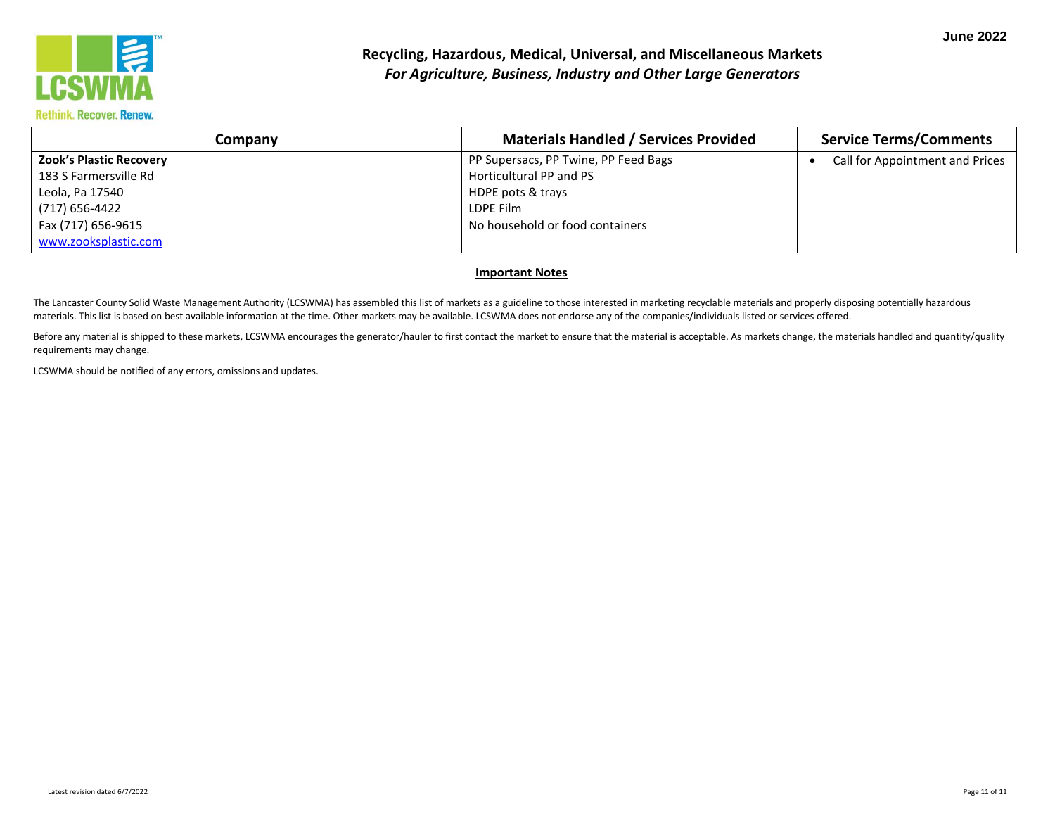# Recycling, Hazardous, Medical, Universal, and Miscellaneous Markets
## *For Agriculture, Business, Industry and Other Large Generators*

June 2022

| Company | Materials Handled / Services Provided | Service Terms/Comments |
|---|---|---|
| **Zook's Plastic Recovery**<br>183 S Farmersville Rd<br>Leola, Pa 17540<br>(717) 656-4422<br>Fax (717) 656-9615<br>www.zooksplastic.com | PP Supersacs, PP Twine, PP Feed Bags<br>Horticultural PP and PS<br>HDPE pots & trays<br>LDPE Film<br>No household or food containers | • Call for Appointment and Prices |

**Important Notes**

The Lancaster County Solid Waste Management Authority (LCSWMA) has assembled this list of markets as a guideline to those interested in marketing recyclable materials and properly disposing potentially hazardous materials. This list is based on best available information at the time. Other markets may be available. LCSWMA does not endorse any of the companies/individuals listed or services offered.

Before any material is shipped to these markets, LCSWMA encourages the generator/hauler to first contact the market to ensure that the material is acceptable. As markets change, the materials handled and quantity/quality requirements may change.

LCSWMA should be notified of any errors, omissions and updates.

Latest revision dated 6/7/2022